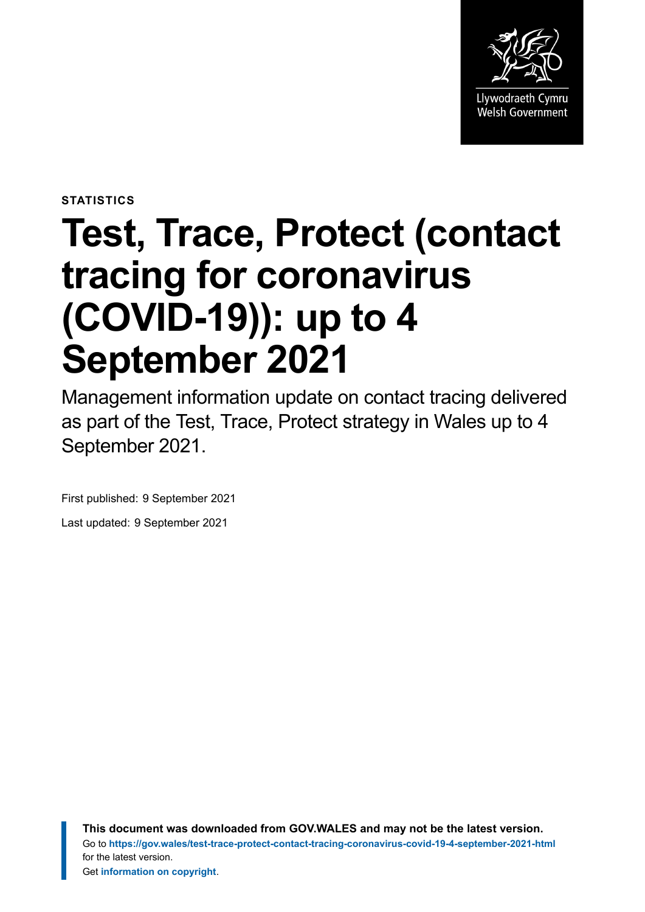Llywodraeth Cymru
Welsh Government

**STATISTICS**

# Test, Trace, Protect (contact tracing for coronavirus (COVID-19)): up to 4 September 2021

Management information update on contact tracing delivered as part of the Test, Trace, Protect strategy in Wales up to 4 September 2021.

First published: 9 September 2021

Last updated: 9 September 2021

**This document was downloaded from GOV.WALES and may not be the latest version.**
Go to **https://gov.wales/test-trace-protect-contact-tracing-coronavirus-covid-19-4-september-2021-html** for the latest version.
Get **information on copyright**.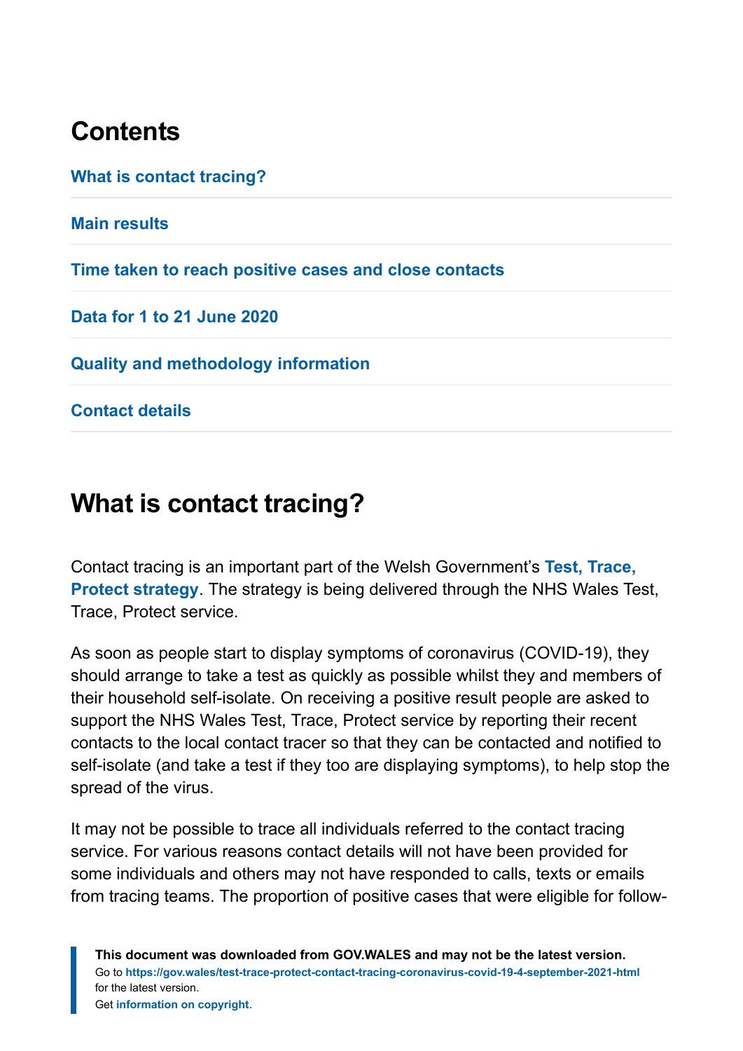## Contents

What is contact tracing?

Main results

Time taken to reach positive cases and close contacts

Data for 1 to 21 June 2020

Quality and methodology information

Contact details

## What is contact tracing?

Contact tracing is an important part of the Welsh Government's **Test, Trace, Protect strategy**. The strategy is being delivered through the NHS Wales Test, Trace, Protect service.

As soon as people start to display symptoms of coronavirus (COVID-19), they should arrange to take a test as quickly as possible whilst they and members of their household self-isolate. On receiving a positive result people are asked to support the NHS Wales Test, Trace, Protect service by reporting their recent contacts to the local contact tracer so that they can be contacted and notified to self-isolate (and take a test if they too are displaying symptoms), to help stop the spread of the virus.

It may not be possible to trace all individuals referred to the contact tracing service. For various reasons contact details will not have been provided for some individuals and others may not have responded to calls, texts or emails from tracing teams. The proportion of positive cases that were eligible for follow-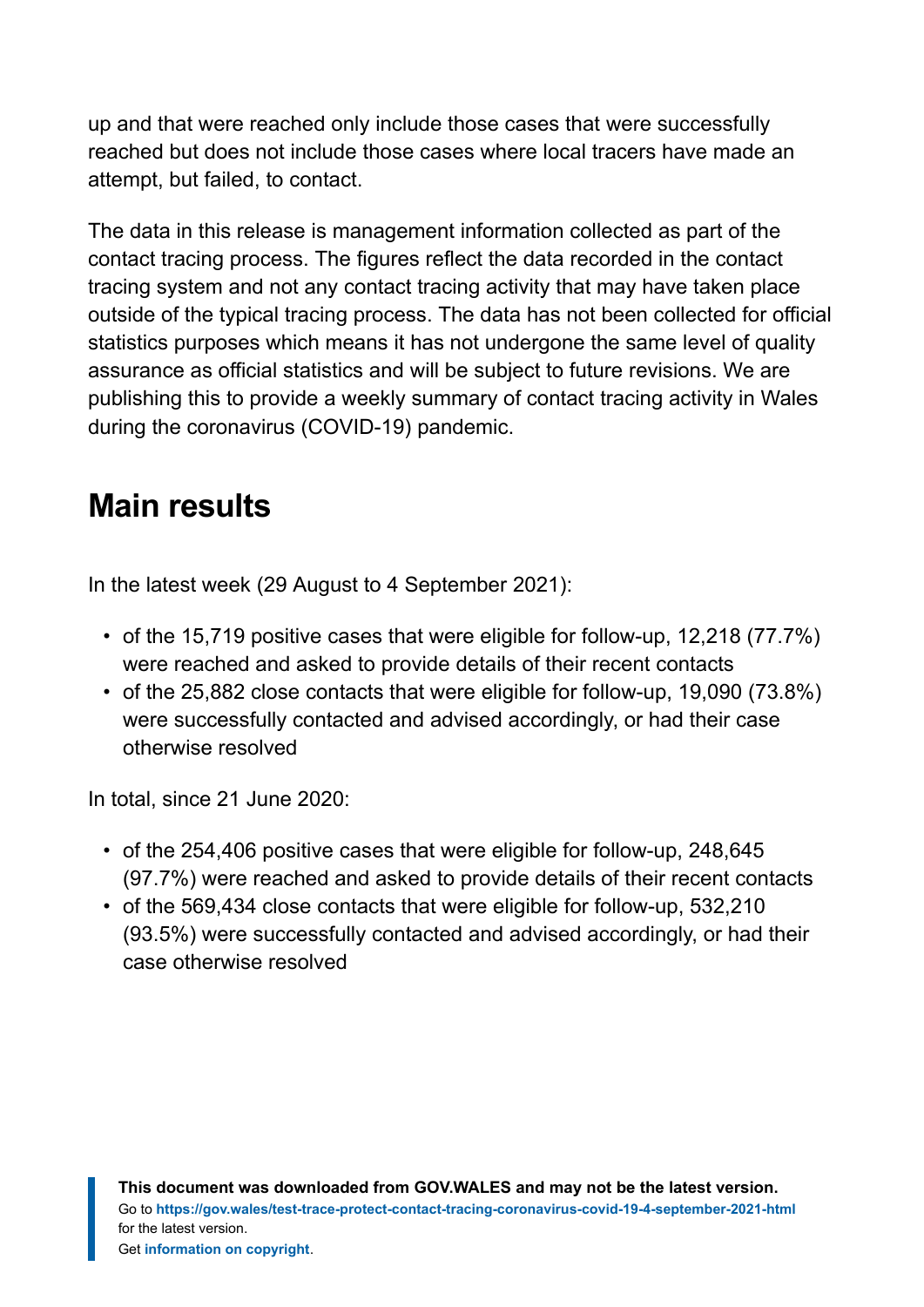up and that were reached only include those cases that were successfully reached but does not include those cases where local tracers have made an attempt, but failed, to contact.

The data in this release is management information collected as part of the contact tracing process. The figures reflect the data recorded in the contact tracing system and not any contact tracing activity that may have taken place outside of the typical tracing process. The data has not been collected for official statistics purposes which means it has not undergone the same level of quality assurance as official statistics and will be subject to future revisions. We are publishing this to provide a weekly summary of contact tracing activity in Wales during the coronavirus (COVID-19) pandemic.

## Main results

In the latest week (29 August to 4 September 2021):

- of the 15,719 positive cases that were eligible for follow-up, 12,218 (77.7%) were reached and asked to provide details of their recent contacts
- of the 25,882 close contacts that were eligible for follow-up, 19,090 (73.8%) were successfully contacted and advised accordingly, or had their case otherwise resolved

In total, since 21 June 2020:

- of the 254,406 positive cases that were eligible for follow-up, 248,645 (97.7%) were reached and asked to provide details of their recent contacts
- of the 569,434 close contacts that were eligible for follow-up, 532,210 (93.5%) were successfully contacted and advised accordingly, or had their case otherwise resolved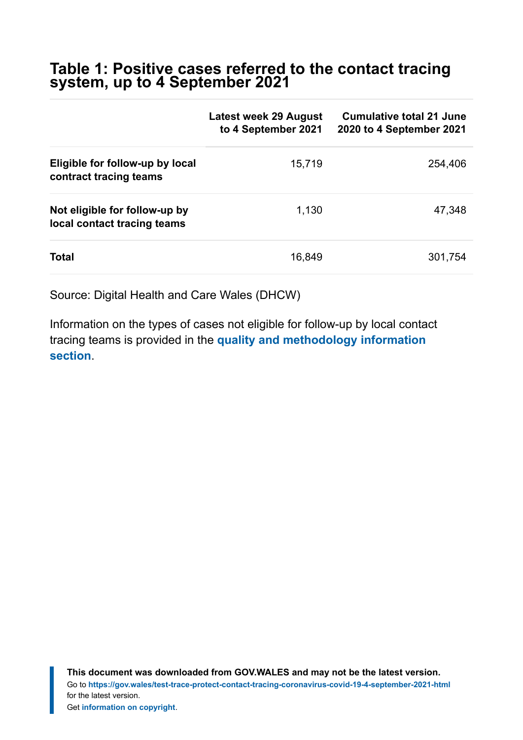## Table 1: Positive cases referred to the contact tracing system, up to 4 September 2021

| | Latest week 29 August to 4 September 2021 | Cumulative total 21 June 2020 to 4 September 2021 |
|---|---|---|
| **Eligible for follow-up by local contract tracing teams** | 15,719 | 254,406 |
| **Not eligible for follow-up by local contact tracing teams** | 1,130 | 47,348 |
| **Total** | 16,849 | 301,754 |

Source: Digital Health and Care Wales (DHCW)

Information on the types of cases not eligible for follow-up by local contact tracing teams is provided in the **quality and methodology information section**.

**This document was downloaded from GOV.WALES and may not be the latest version.**
Go to **https://gov.wales/test-trace-protect-contact-tracing-coronavirus-covid-19-4-september-2021-html** for the latest version.
Get **information on copyright**.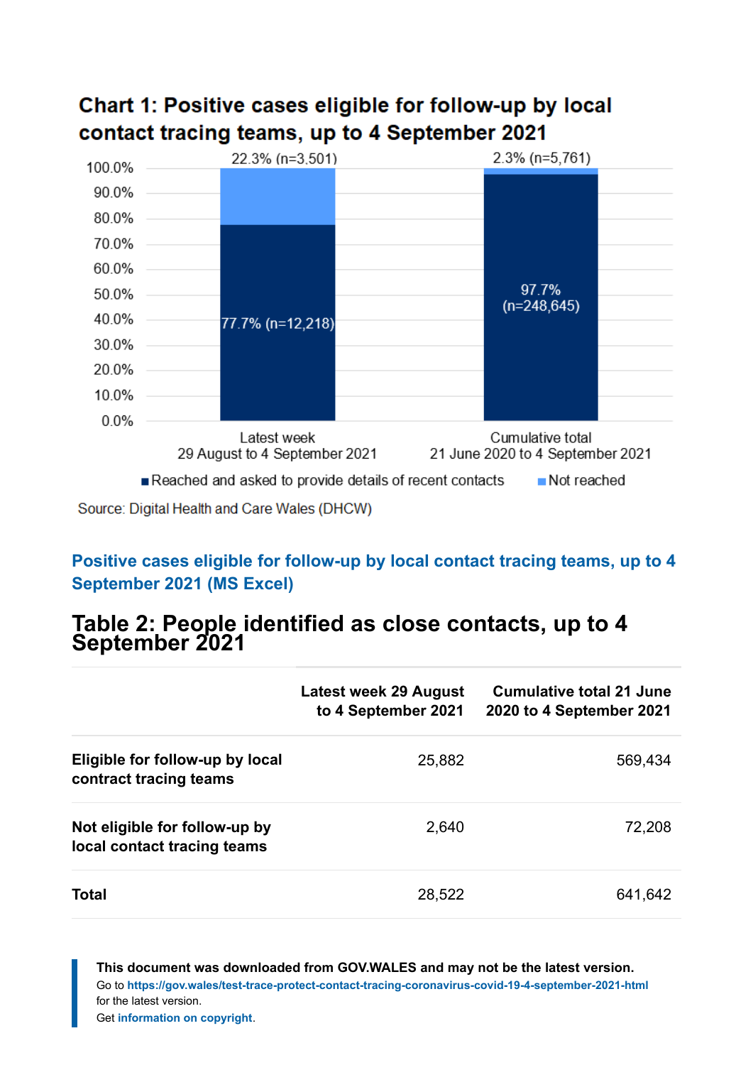## Chart 1: Positive cases eligible for follow-up by local contact tracing teams, up to 4 September 2021

| | Reached and asked to provide details of recent contacts | Not reached |
|---|---|---|
| Latest week 29 August to 4 September 2021 | 77.7% (n=12,218) | 22.3% (n=3,501) |
| Cumulative total 21 June 2020 to 4 September 2021 | 97.7% (n=248,645) | 2.3% (n=5,761) |

Source: Digital Health and Care Wales (DHCW)

Positive cases eligible for follow-up by local contact tracing teams, up to 4 September 2021 (MS Excel)

## Table 2: People identified as close contacts, up to 4 September 2021

| | Latest week 29 August to 4 September 2021 | Cumulative total 21 June 2020 to 4 September 2021 |
|---|---|---|
| **Eligible for follow-up by local contract tracing teams** | 25,882 | 569,434 |
| **Not eligible for follow-up by local contact tracing teams** | 2,640 | 72,208 |
| **Total** | 28,522 | 641,642 |

**This document was downloaded from GOV.WALES and may not be the latest version.**
Go to https://gov.wales/test-trace-protect-contact-tracing-coronavirus-covid-19-4-september-2021-html for the latest version.
Get information on copyright.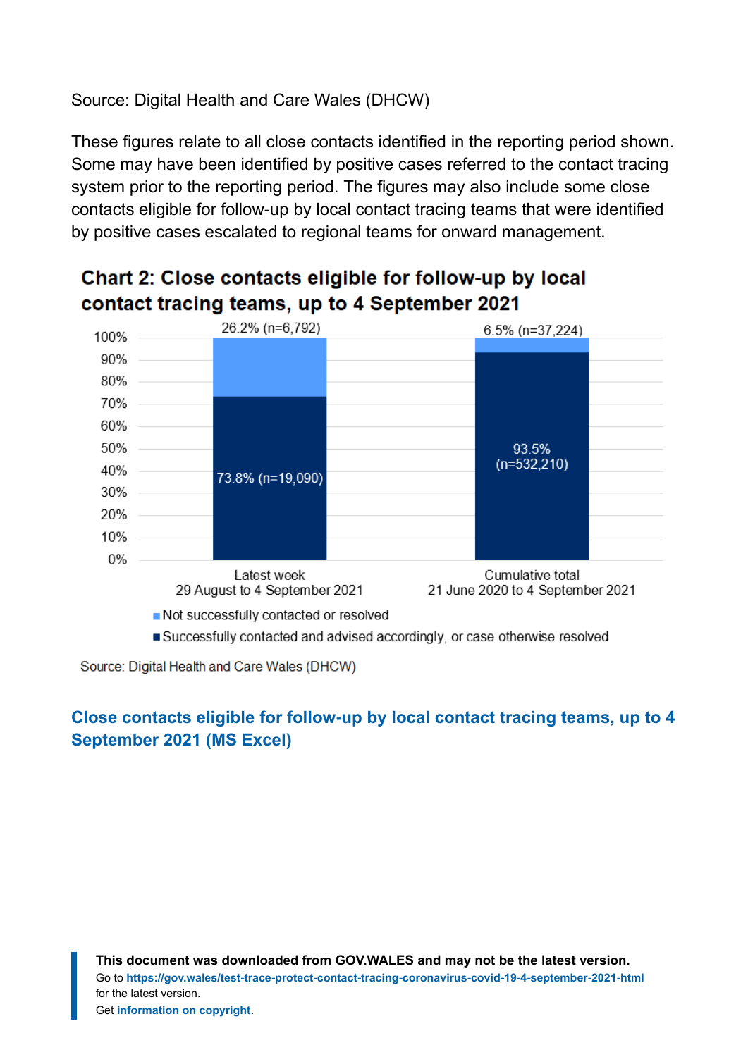Source: Digital Health and Care Wales (DHCW)

These figures relate to all close contacts identified in the reporting period shown. Some may have been identified by positive cases referred to the contact tracing system prior to the reporting period. The figures may also include some close contacts eligible for follow-up by local contact tracing teams that were identified by positive cases escalated to regional teams for onward management.

### Chart 2: Close contacts eligible for follow-up by local contact tracing teams, up to 4 September 2021

| | Latest week 29 August to 4 September 2021 | Cumulative total 21 June 2020 to 4 September 2021 |
|---|---|---|
| Not successfully contacted or resolved | 26.2% (n=6,792) | 6.5% (n=37,224) |
| Successfully contacted and advised accordingly, or case otherwise resolved | 73.8% (n=19,090) | 93.5% (n=532,210) |

Source: Digital Health and Care Wales (DHCW)

**Close contacts eligible for follow-up by local contact tracing teams, up to 4 September 2021 (MS Excel)**

**This document was downloaded from GOV.WALES and may not be the latest version.**
Go to **https://gov.wales/test-trace-protect-contact-tracing-coronavirus-covid-19-4-september-2021-html** for the latest version.
Get **information on copyright**.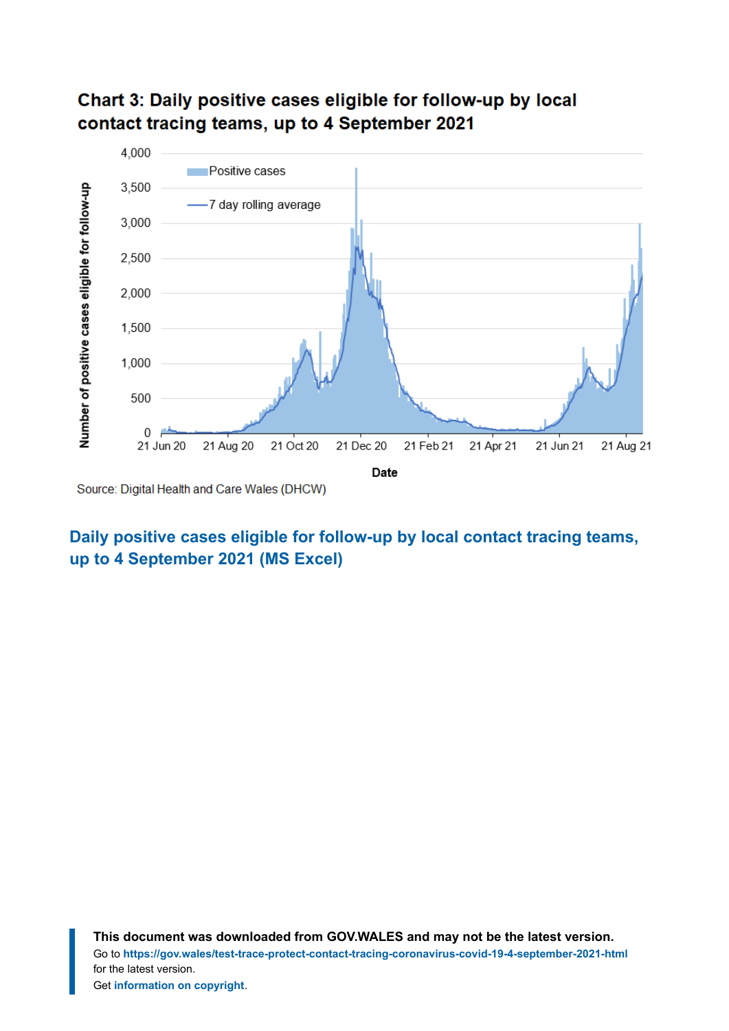### Chart 3: Daily positive cases eligible for follow-up by local contact tracing teams, up to 4 September 2021

Source: Digital Health and Care Wales (DHCW)

**Daily positive cases eligible for follow-up by local contact tracing teams, up to 4 September 2021 (MS Excel)**

**This document was downloaded from GOV.WALES and may not be the latest version.**
Go to **https://gov.wales/test-trace-protect-contact-tracing-coronavirus-covid-19-4-september-2021-html** for the latest version.
Get **information on copyright**.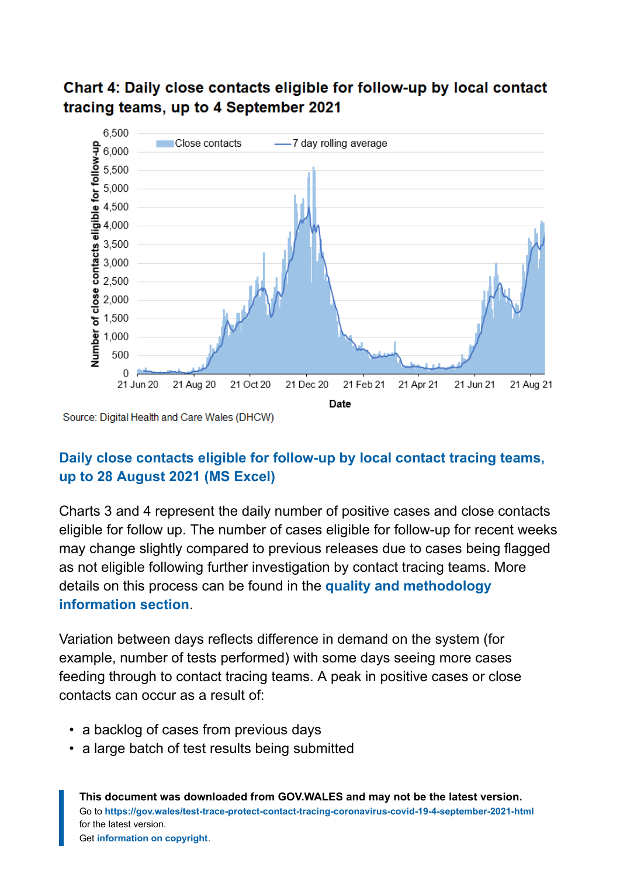## Chart 4: Daily close contacts eligible for follow-up by local contact tracing teams, up to 4 September 2021

Source: Digital Health and Care Wales (DHCW)

**Daily close contacts eligible for follow-up by local contact tracing teams, up to 28 August 2021 (MS Excel)**

Charts 3 and 4 represent the daily number of positive cases and close contacts eligible for follow up. The number of cases eligible for follow-up for recent weeks may change slightly compared to previous releases due to cases being flagged as not eligible following further investigation by contact tracing teams. More details on this process can be found in the **quality and methodology information section**.

Variation between days reflects difference in demand on the system (for example, number of tests performed) with some days seeing more cases feeding through to contact tracing teams. A peak in positive cases or close contacts can occur as a result of:

- a backlog of cases from previous days
- a large batch of test results being submitted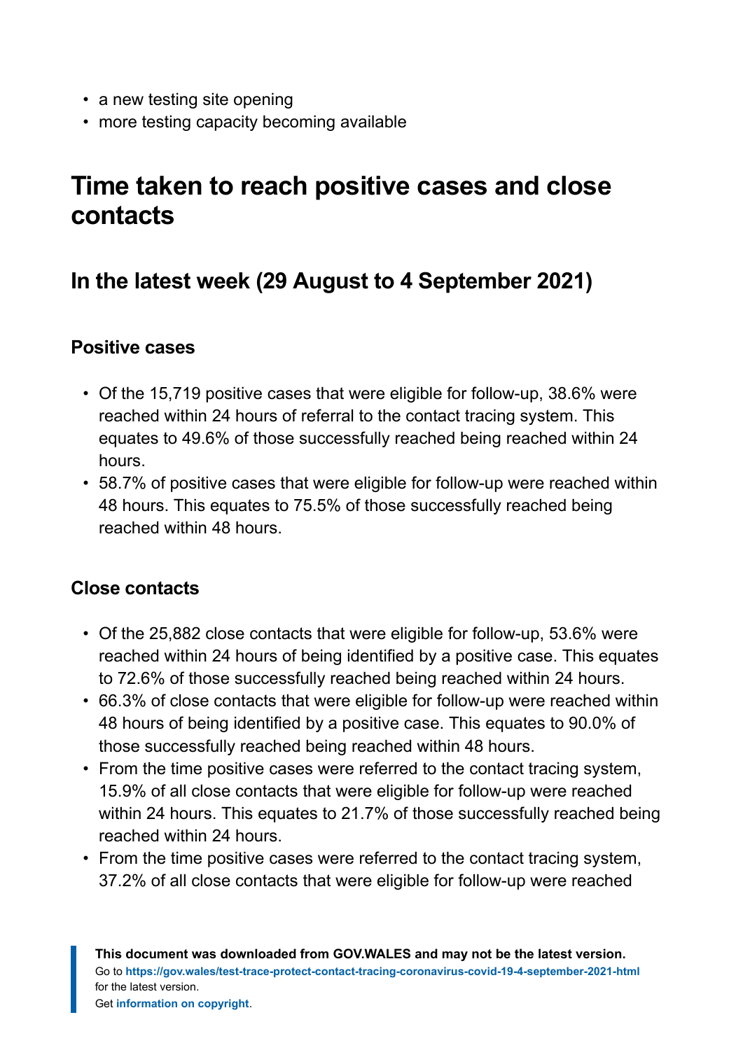- a new testing site opening
- more testing capacity becoming available

## Time taken to reach positive cases and close contacts

### In the latest week (29 August to 4 September 2021)

#### Positive cases

- Of the 15,719 positive cases that were eligible for follow-up, 38.6% were reached within 24 hours of referral to the contact tracing system. This equates to 49.6% of those successfully reached being reached within 24 hours.
- 58.7% of positive cases that were eligible for follow-up were reached within 48 hours. This equates to 75.5% of those successfully reached being reached within 48 hours.

#### Close contacts

- Of the 25,882 close contacts that were eligible for follow-up, 53.6% were reached within 24 hours of being identified by a positive case. This equates to 72.6% of those successfully reached being reached within 24 hours.
- 66.3% of close contacts that were eligible for follow-up were reached within 48 hours of being identified by a positive case. This equates to 90.0% of those successfully reached being reached within 48 hours.
- From the time positive cases were referred to the contact tracing system, 15.9% of all close contacts that were eligible for follow-up were reached within 24 hours. This equates to 21.7% of those successfully reached being reached within 24 hours.
- From the time positive cases were referred to the contact tracing system, 37.2% of all close contacts that were eligible for follow-up were reached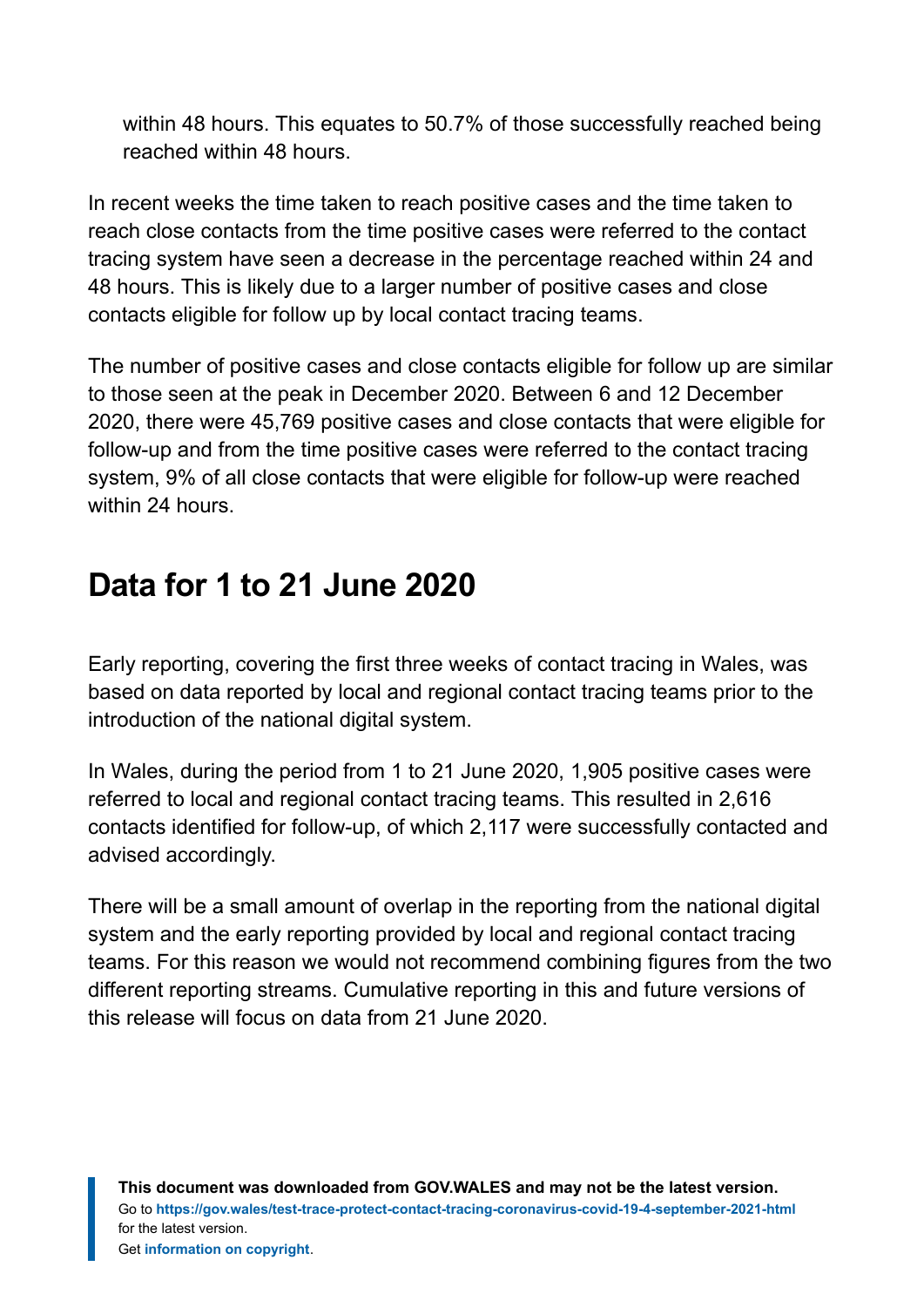within 48 hours. This equates to 50.7% of those successfully reached being reached within 48 hours.

In recent weeks the time taken to reach positive cases and the time taken to reach close contacts from the time positive cases were referred to the contact tracing system have seen a decrease in the percentage reached within 24 and 48 hours. This is likely due to a larger number of positive cases and close contacts eligible for follow up by local contact tracing teams.

The number of positive cases and close contacts eligible for follow up are similar to those seen at the peak in December 2020. Between 6 and 12 December 2020, there were 45,769 positive cases and close contacts that were eligible for follow-up and from the time positive cases were referred to the contact tracing system, 9% of all close contacts that were eligible for follow-up were reached within 24 hours.

## Data for 1 to 21 June 2020

Early reporting, covering the first three weeks of contact tracing in Wales, was based on data reported by local and regional contact tracing teams prior to the introduction of the national digital system.

In Wales, during the period from 1 to 21 June 2020, 1,905 positive cases were referred to local and regional contact tracing teams. This resulted in 2,616 contacts identified for follow-up, of which 2,117 were successfully contacted and advised accordingly.

There will be a small amount of overlap in the reporting from the national digital system and the early reporting provided by local and regional contact tracing teams. For this reason we would not recommend combining figures from the two different reporting streams. Cumulative reporting in this and future versions of this release will focus on data from 21 June 2020.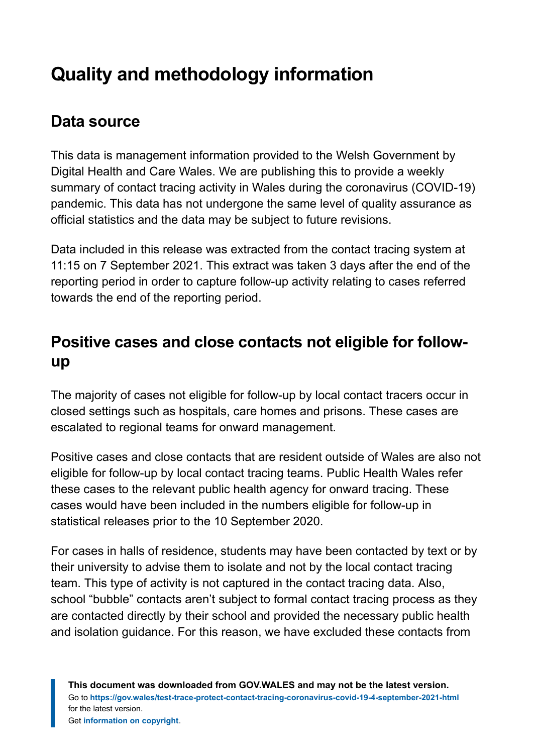# Quality and methodology information

## Data source

This data is management information provided to the Welsh Government by Digital Health and Care Wales. We are publishing this to provide a weekly summary of contact tracing activity in Wales during the coronavirus (COVID-19) pandemic. This data has not undergone the same level of quality assurance as official statistics and the data may be subject to future revisions.

Data included in this release was extracted from the contact tracing system at 11:15 on 7 September 2021. This extract was taken 3 days after the end of the reporting period in order to capture follow-up activity relating to cases referred towards the end of the reporting period.

## Positive cases and close contacts not eligible for follow-up

The majority of cases not eligible for follow-up by local contact tracers occur in closed settings such as hospitals, care homes and prisons. These cases are escalated to regional teams for onward management.

Positive cases and close contacts that are resident outside of Wales are also not eligible for follow-up by local contact tracing teams. Public Health Wales refer these cases to the relevant public health agency for onward tracing. These cases would have been included in the numbers eligible for follow-up in statistical releases prior to the 10 September 2020.

For cases in halls of residence, students may have been contacted by text or by their university to advise them to isolate and not by the local contact tracing team. This type of activity is not captured in the contact tracing data. Also, school “bubble” contacts aren’t subject to formal contact tracing process as they are contacted directly by their school and provided the necessary public health and isolation guidance. For this reason, we have excluded these contacts from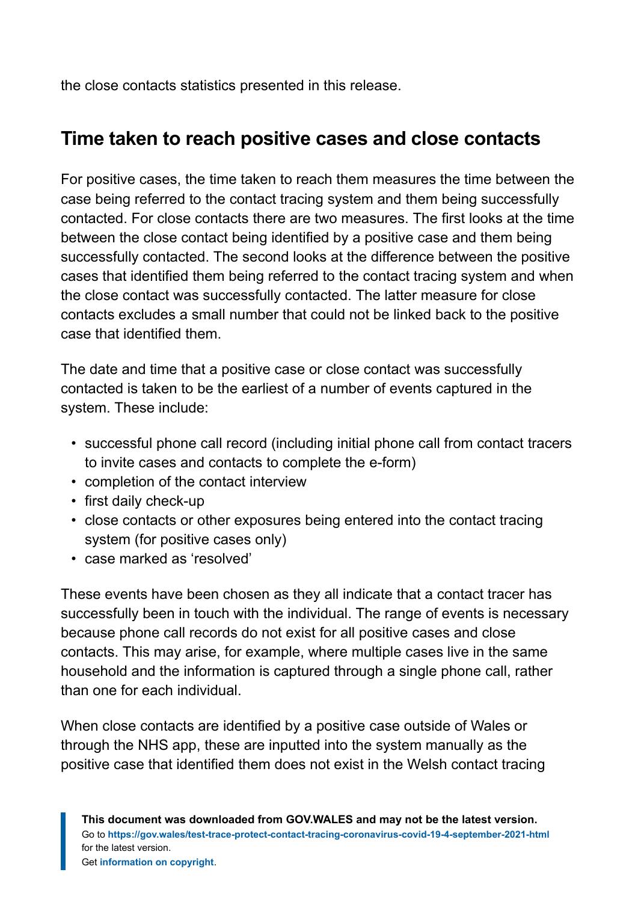the close contacts statistics presented in this release.

## Time taken to reach positive cases and close contacts

For positive cases, the time taken to reach them measures the time between the case being referred to the contact tracing system and them being successfully contacted. For close contacts there are two measures. The first looks at the time between the close contact being identified by a positive case and them being successfully contacted. The second looks at the difference between the positive cases that identified them being referred to the contact tracing system and when the close contact was successfully contacted. The latter measure for close contacts excludes a small number that could not be linked back to the positive case that identified them.

The date and time that a positive case or close contact was successfully contacted is taken to be the earliest of a number of events captured in the system. These include:

- successful phone call record (including initial phone call from contact tracers to invite cases and contacts to complete the e-form)
- completion of the contact interview
- first daily check-up
- close contacts or other exposures being entered into the contact tracing system (for positive cases only)
- case marked as 'resolved'

These events have been chosen as they all indicate that a contact tracer has successfully been in touch with the individual. The range of events is necessary because phone call records do not exist for all positive cases and close contacts. This may arise, for example, where multiple cases live in the same household and the information is captured through a single phone call, rather than one for each individual.

When close contacts are identified by a positive case outside of Wales or through the NHS app, these are inputted into the system manually as the positive case that identified them does not exist in the Welsh contact tracing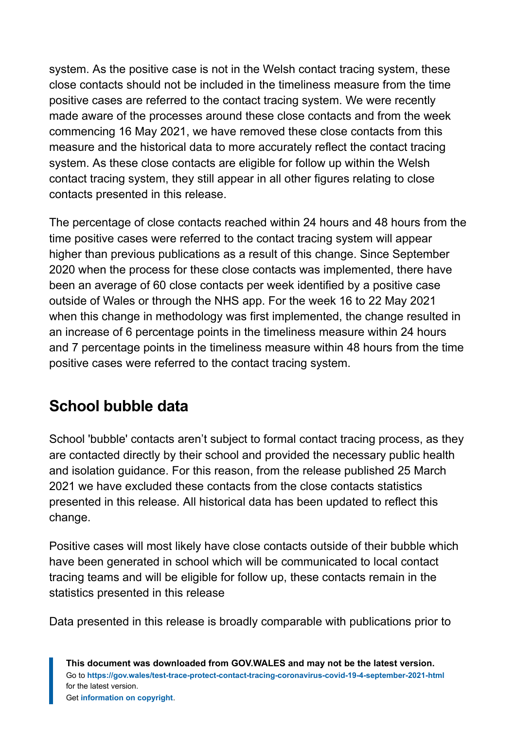system. As the positive case is not in the Welsh contact tracing system, these close contacts should not be included in the timeliness measure from the time positive cases are referred to the contact tracing system. We were recently made aware of the processes around these close contacts and from the week commencing 16 May 2021, we have removed these close contacts from this measure and the historical data to more accurately reflect the contact tracing system. As these close contacts are eligible for follow up within the Welsh contact tracing system, they still appear in all other figures relating to close contacts presented in this release.

The percentage of close contacts reached within 24 hours and 48 hours from the time positive cases were referred to the contact tracing system will appear higher than previous publications as a result of this change. Since September 2020 when the process for these close contacts was implemented, there have been an average of 60 close contacts per week identified by a positive case outside of Wales or through the NHS app. For the week 16 to 22 May 2021 when this change in methodology was first implemented, the change resulted in an increase of 6 percentage points in the timeliness measure within 24 hours and 7 percentage points in the timeliness measure within 48 hours from the time positive cases were referred to the contact tracing system.

## School bubble data

School 'bubble' contacts aren't subject to formal contact tracing process, as they are contacted directly by their school and provided the necessary public health and isolation guidance. For this reason, from the release published 25 March 2021 we have excluded these contacts from the close contacts statistics presented in this release. All historical data has been updated to reflect this change.

Positive cases will most likely have close contacts outside of their bubble which have been generated in school which will be communicated to local contact tracing teams and will be eligible for follow up, these contacts remain in the statistics presented in this release

Data presented in this release is broadly comparable with publications prior to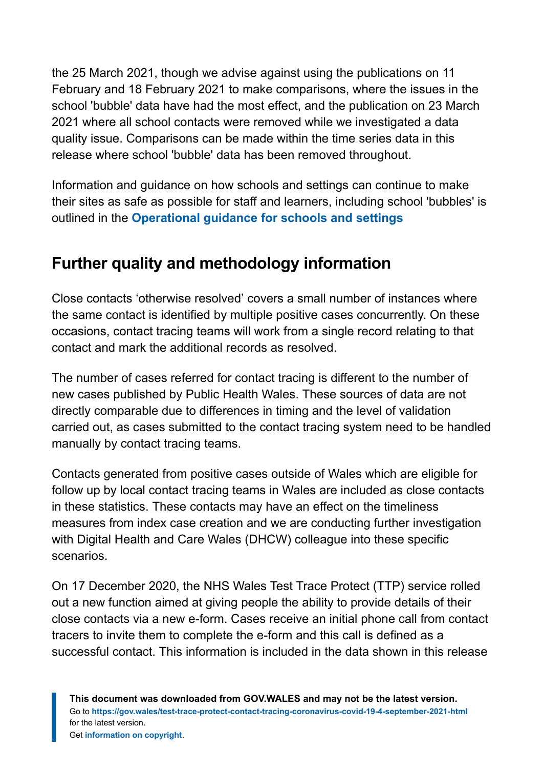the 25 March 2021, though we advise against using the publications on 11 February and 18 February 2021 to make comparisons, where the issues in the school 'bubble' data have had the most effect, and the publication on 23 March 2021 where all school contacts were removed while we investigated a data quality issue. Comparisons can be made within the time series data in this release where school 'bubble' data has been removed throughout.

Information and guidance on how schools and settings can continue to make their sites as safe as possible for staff and learners, including school 'bubbles' is outlined in the **Operational guidance for schools and settings**

## Further quality and methodology information

Close contacts 'otherwise resolved' covers a small number of instances where the same contact is identified by multiple positive cases concurrently. On these occasions, contact tracing teams will work from a single record relating to that contact and mark the additional records as resolved.

The number of cases referred for contact tracing is different to the number of new cases published by Public Health Wales. These sources of data are not directly comparable due to differences in timing and the level of validation carried out, as cases submitted to the contact tracing system need to be handled manually by contact tracing teams.

Contacts generated from positive cases outside of Wales which are eligible for follow up by local contact tracing teams in Wales are included as close contacts in these statistics. These contacts may have an effect on the timeliness measures from index case creation and we are conducting further investigation with Digital Health and Care Wales (DHCW) colleague into these specific scenarios.

On 17 December 2020, the NHS Wales Test Trace Protect (TTP) service rolled out a new function aimed at giving people the ability to provide details of their close contacts via a new e-form. Cases receive an initial phone call from contact tracers to invite them to complete the e-form and this call is defined as a successful contact. This information is included in the data shown in this release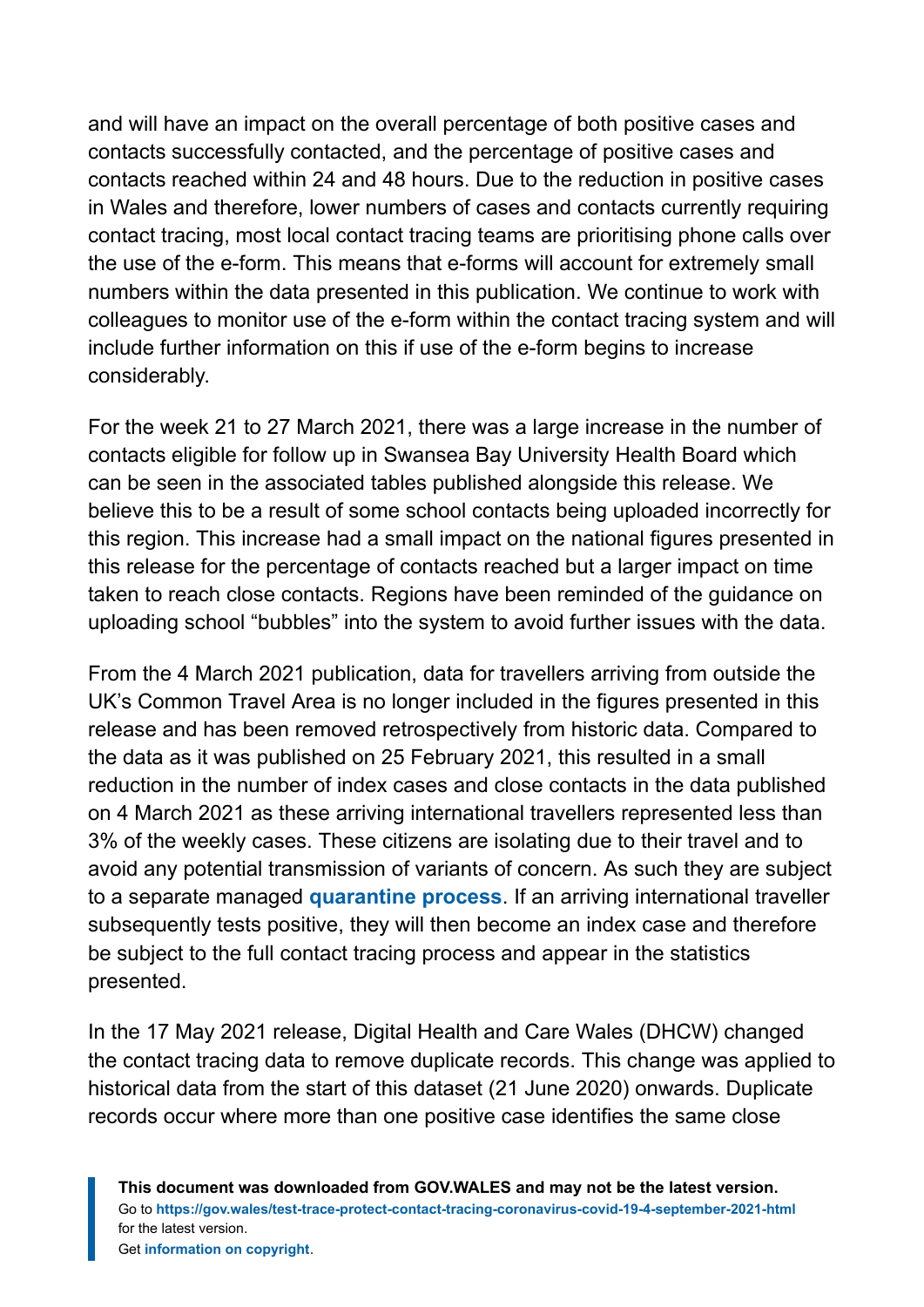and will have an impact on the overall percentage of both positive cases and contacts successfully contacted, and the percentage of positive cases and contacts reached within 24 and 48 hours. Due to the reduction in positive cases in Wales and therefore, lower numbers of cases and contacts currently requiring contact tracing, most local contact tracing teams are prioritising phone calls over the use of the e-form. This means that e-forms will account for extremely small numbers within the data presented in this publication. We continue to work with colleagues to monitor use of the e-form within the contact tracing system and will include further information on this if use of the e-form begins to increase considerably.

For the week 21 to 27 March 2021, there was a large increase in the number of contacts eligible for follow up in Swansea Bay University Health Board which can be seen in the associated tables published alongside this release. We believe this to be a result of some school contacts being uploaded incorrectly for this region. This increase had a small impact on the national figures presented in this release for the percentage of contacts reached but a larger impact on time taken to reach close contacts. Regions have been reminded of the guidance on uploading school "bubbles" into the system to avoid further issues with the data.

From the 4 March 2021 publication, data for travellers arriving from outside the UK's Common Travel Area is no longer included in the figures presented in this release and has been removed retrospectively from historic data. Compared to the data as it was published on 25 February 2021, this resulted in a small reduction in the number of index cases and close contacts in the data published on 4 March 2021 as these arriving international travellers represented less than 3% of the weekly cases. These citizens are isolating due to their travel and to avoid any potential transmission of variants of concern. As such they are subject to a separate managed **quarantine process**. If an arriving international traveller subsequently tests positive, they will then become an index case and therefore be subject to the full contact tracing process and appear in the statistics presented.

In the 17 May 2021 release, Digital Health and Care Wales (DHCW) changed the contact tracing data to remove duplicate records. This change was applied to historical data from the start of this dataset (21 June 2020) onwards. Duplicate records occur where more than one positive case identifies the same close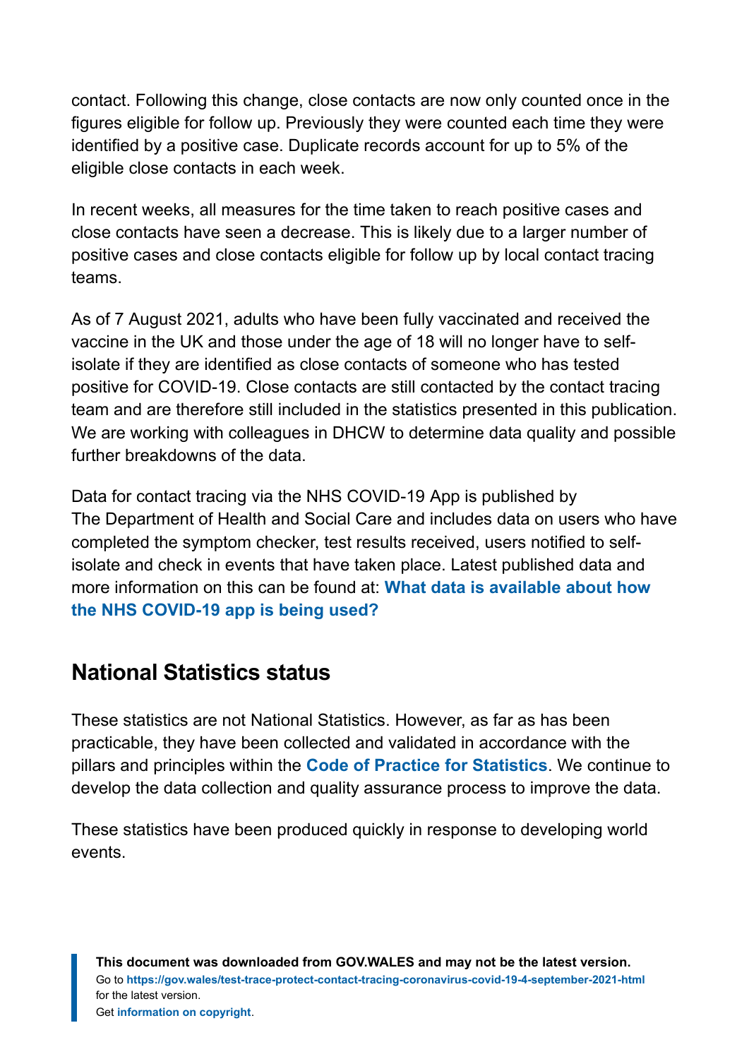contact. Following this change, close contacts are now only counted once in the figures eligible for follow up. Previously they were counted each time they were identified by a positive case. Duplicate records account for up to 5% of the eligible close contacts in each week.

In recent weeks, all measures for the time taken to reach positive cases and close contacts have seen a decrease. This is likely due to a larger number of positive cases and close contacts eligible for follow up by local contact tracing teams.

As of 7 August 2021, adults who have been fully vaccinated and received the vaccine in the UK and those under the age of 18 will no longer have to self-isolate if they are identified as close contacts of someone who has tested positive for COVID-19. Close contacts are still contacted by the contact tracing team and are therefore still included in the statistics presented in this publication. We are working with colleagues in DHCW to determine data quality and possible further breakdowns of the data.

Data for contact tracing via the NHS COVID-19 App is published by The Department of Health and Social Care and includes data on users who have completed the symptom checker, test results received, users notified to self-isolate and check in events that have taken place. Latest published data and more information on this can be found at: **What data is available about how the NHS COVID-19 app is being used?**

## National Statistics status

These statistics are not National Statistics. However, as far as has been practicable, they have been collected and validated in accordance with the pillars and principles within the **Code of Practice for Statistics**. We continue to develop the data collection and quality assurance process to improve the data.

These statistics have been produced quickly in response to developing world events.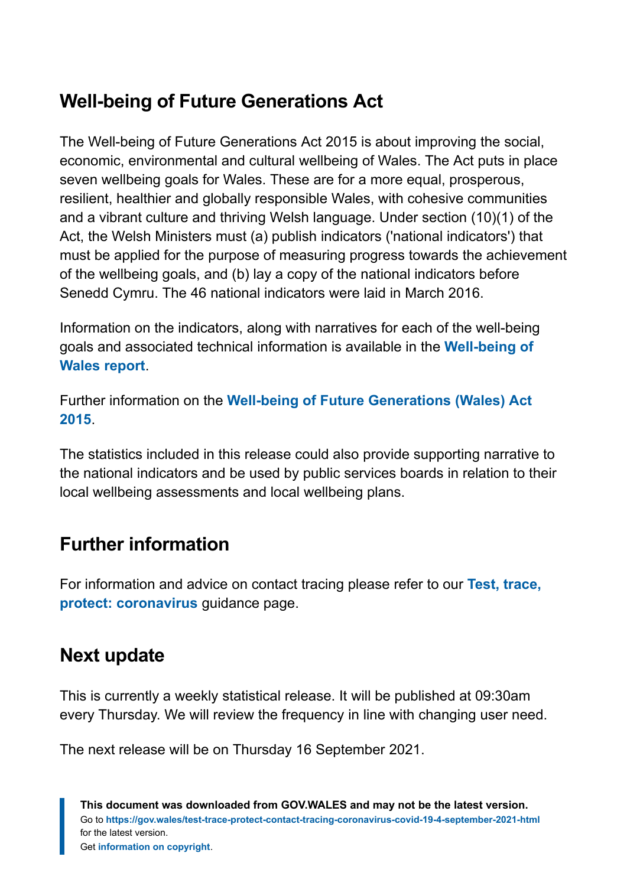## Well-being of Future Generations Act

The Well-being of Future Generations Act 2015 is about improving the social, economic, environmental and cultural wellbeing of Wales. The Act puts in place seven wellbeing goals for Wales. These are for a more equal, prosperous, resilient, healthier and globally responsible Wales, with cohesive communities and a vibrant culture and thriving Welsh language. Under section (10)(1) of the Act, the Welsh Ministers must (a) publish indicators ('national indicators') that must be applied for the purpose of measuring progress towards the achievement of the wellbeing goals, and (b) lay a copy of the national indicators before Senedd Cymru. The 46 national indicators were laid in March 2016.

Information on the indicators, along with narratives for each of the well-being goals and associated technical information is available in the **Well-being of Wales report**.

Further information on the **Well-being of Future Generations (Wales) Act 2015**.

The statistics included in this release could also provide supporting narrative to the national indicators and be used by public services boards in relation to their local wellbeing assessments and local wellbeing plans.

## Further information

For information and advice on contact tracing please refer to our **Test, trace, protect: coronavirus** guidance page.

## Next update

This is currently a weekly statistical release. It will be published at 09:30am every Thursday. We will review the frequency in line with changing user need.

The next release will be on Thursday 16 September 2021.

**This document was downloaded from GOV.WALES and may not be the latest version.**
Go to **https://gov.wales/test-trace-protect-contact-tracing-coronavirus-covid-19-4-september-2021-html** for the latest version.
Get **information on copyright**.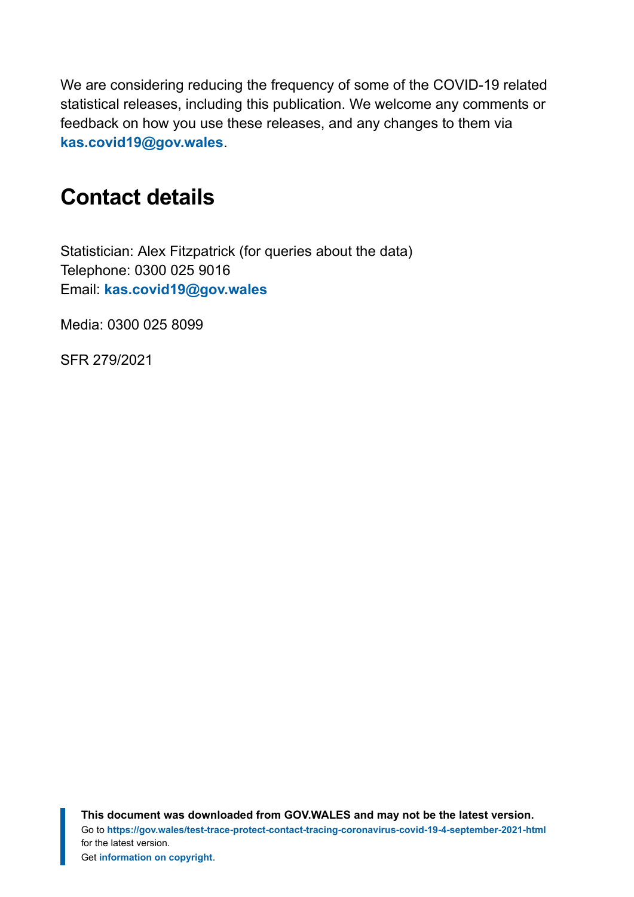We are considering reducing the frequency of some of the COVID-19 related statistical releases, including this publication. We welcome any comments or feedback on how you use these releases, and any changes to them via **kas.covid19@gov.wales**.

## Contact details

Statistician: Alex Fitzpatrick (for queries about the data)
Telephone: 0300 025 9016
Email: **kas.covid19@gov.wales**

Media: 0300 025 8099

SFR 279/2021

**This document was downloaded from GOV.WALES and may not be the latest version.**
Go to **https://gov.wales/test-trace-protect-contact-tracing-coronavirus-covid-19-4-september-2021-html** for the latest version.
Get **information on copyright**.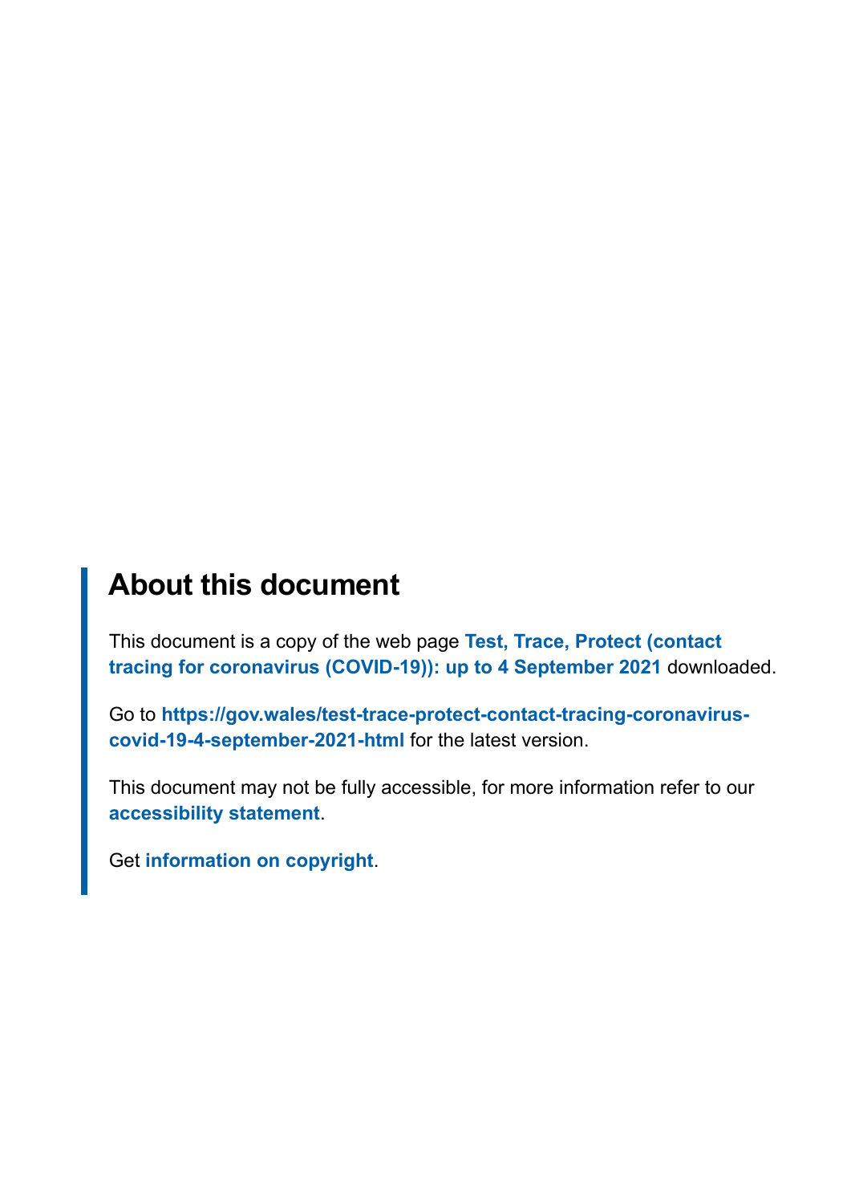## About this document

This document is a copy of the web page **Test, Trace, Protect (contact tracing for coronavirus (COVID-19)): up to 4 September 2021** downloaded.

Go to **https://gov.wales/test-trace-protect-contact-tracing-coronavirus-covid-19-4-september-2021-html** for the latest version.

This document may not be fully accessible, for more information refer to our **accessibility statement**.

Get **information on copyright**.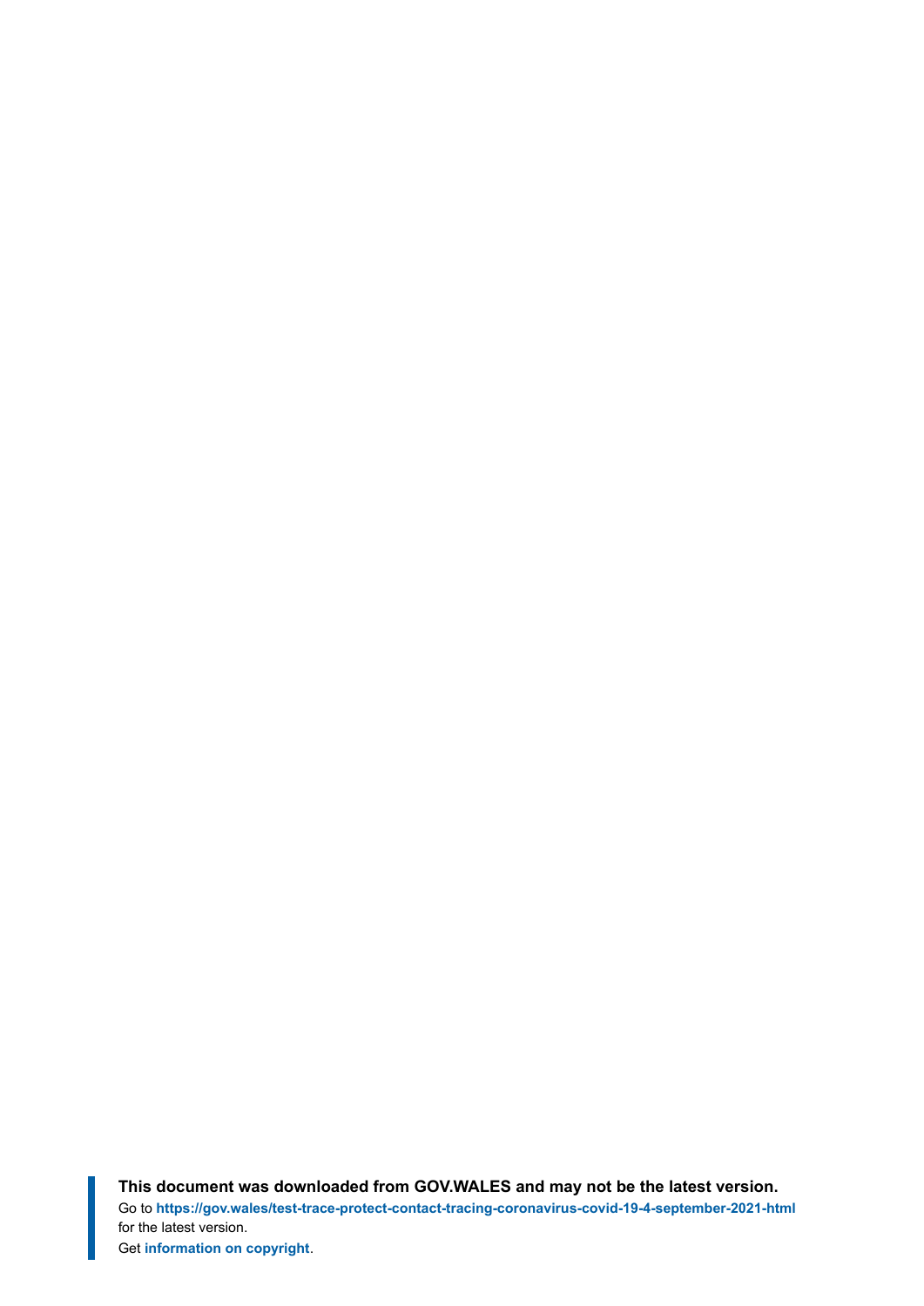**This document was downloaded from GOV.WALES and may not be the latest version.**

Go to **https://gov.wales/test-trace-protect-contact-tracing-coronavirus-covid-19-4-september-2021-html** for the latest version.

Get **information on copyright**.